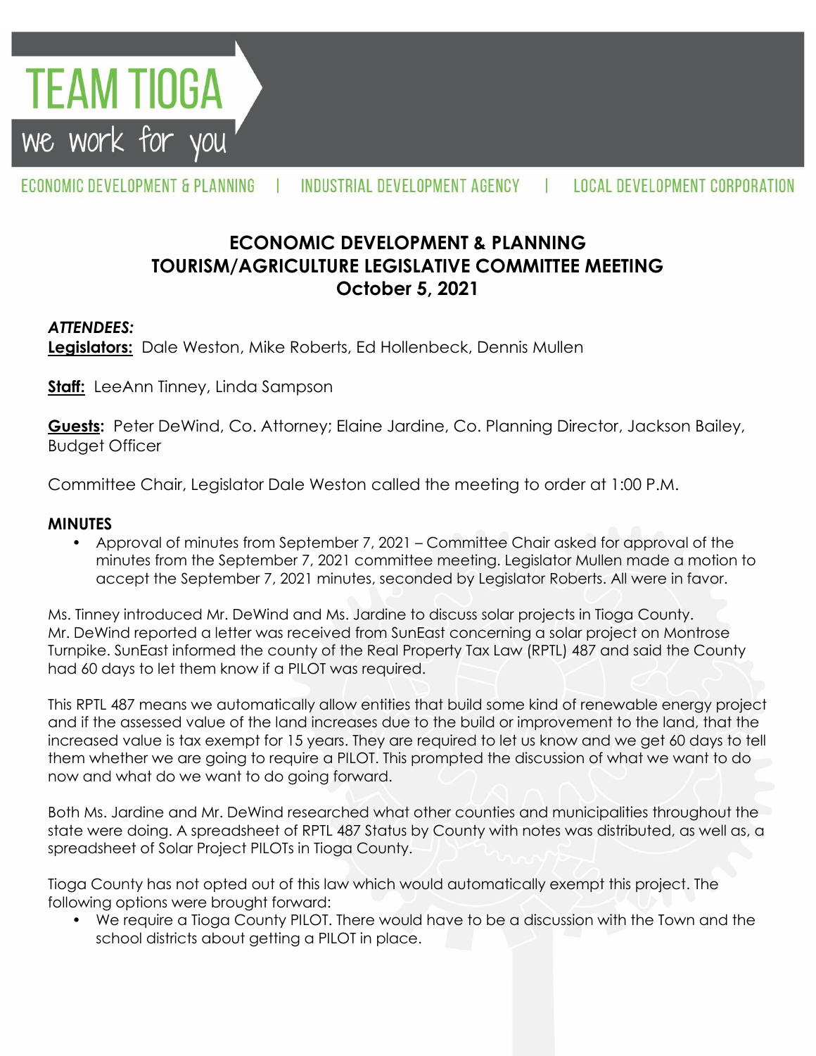TEAM TIOGA
we work for you

ECONOMIC DEVELOPMENT & PLANNING | INDUSTRIAL DEVELOPMENT AGENCY | LOCAL DEVELOPMENT CORPORATION

# ECONOMIC DEVELOPMENT & PLANNING TOURISM/AGRICULTURE LEGISLATIVE COMMITTEE MEETING October 5, 2021

***ATTENDEES:***

**Legislators:** Dale Weston, Mike Roberts, Ed Hollenbeck, Dennis Mullen

**Staff:** LeeAnn Tinney, Linda Sampson

**Guests:** Peter DeWind, Co. Attorney; Elaine Jardine, Co. Planning Director, Jackson Bailey, Budget Officer

Committee Chair, Legislator Dale Weston called the meeting to order at 1:00 P.M.

**MINUTES**

- Approval of minutes from September 7, 2021 – Committee Chair asked for approval of the minutes from the September 7, 2021 committee meeting. Legislator Mullen made a motion to accept the September 7, 2021 minutes, seconded by Legislator Roberts. All were in favor.

Ms. Tinney introduced Mr. DeWind and Ms. Jardine to discuss solar projects in Tioga County. Mr. DeWind reported a letter was received from SunEast concerning a solar project on Montrose Turnpike. SunEast informed the county of the Real Property Tax Law (RPTL) 487 and said the County had 60 days to let them know if a PILOT was required.

This RPTL 487 means we automatically allow entities that build some kind of renewable energy project and if the assessed value of the land increases due to the build or improvement to the land, that the increased value is tax exempt for 15 years. They are required to let us know and we get 60 days to tell them whether we are going to require a PILOT. This prompted the discussion of what we want to do now and what do we want to do going forward.

Both Ms. Jardine and Mr. DeWind researched what other counties and municipalities throughout the state were doing. A spreadsheet of RPTL 487 Status by County with notes was distributed, as well as, a spreadsheet of Solar Project PILOTs in Tioga County.

Tioga County has not opted out of this law which would automatically exempt this project. The following options were brought forward:

- We require a Tioga County PILOT. There would have to be a discussion with the Town and the school districts about getting a PILOT in place.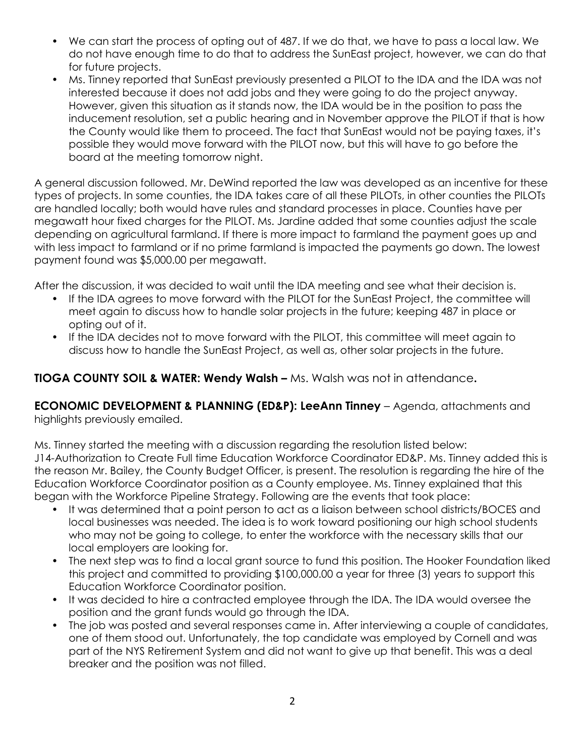- We can start the process of opting out of 487. If we do that, we have to pass a local law. We do not have enough time to do that to address the SunEast project, however, we can do that for future projects.
- Ms. Tinney reported that SunEast previously presented a PILOT to the IDA and the IDA was not interested because it does not add jobs and they were going to do the project anyway. However, given this situation as it stands now, the IDA would be in the position to pass the inducement resolution, set a public hearing and in November approve the PILOT if that is how the County would like them to proceed. The fact that SunEast would not be paying taxes, it's possible they would move forward with the PILOT now, but this will have to go before the board at the meeting tomorrow night.

A general discussion followed. Mr. DeWind reported the law was developed as an incentive for these types of projects. In some counties, the IDA takes care of all these PILOTs, in other counties the PILOTs are handled locally; both would have rules and standard processes in place. Counties have per megawatt hour fixed charges for the PILOT. Ms. Jardine added that some counties adjust the scale depending on agricultural farmland. If there is more impact to farmland the payment goes up and with less impact to farmland or if no prime farmland is impacted the payments go down. The lowest payment found was $5,000.00 per megawatt.

After the discussion, it was decided to wait until the IDA meeting and see what their decision is.

- If the IDA agrees to move forward with the PILOT for the SunEast Project, the committee will meet again to discuss how to handle solar projects in the future; keeping 487 in place or opting out of it.
- If the IDA decides not to move forward with the PILOT, this committee will meet again to discuss how to handle the SunEast Project, as well as, other solar projects in the future.

**TIOGA COUNTY SOIL & WATER: Wendy Walsh –** Ms. Walsh was not in attendance**.**

**ECONOMIC DEVELOPMENT & PLANNING (ED&P): LeeAnn Tinney** – Agenda, attachments and highlights previously emailed.

Ms. Tinney started the meeting with a discussion regarding the resolution listed below: J14-Authorization to Create Full time Education Workforce Coordinator ED&P. Ms. Tinney added this is the reason Mr. Bailey, the County Budget Officer, is present. The resolution is regarding the hire of the Education Workforce Coordinator position as a County employee. Ms. Tinney explained that this began with the Workforce Pipeline Strategy. Following are the events that took place:

- It was determined that a point person to act as a liaison between school districts/BOCES and local businesses was needed. The idea is to work toward positioning our high school students who may not be going to college, to enter the workforce with the necessary skills that our local employers are looking for.
- The next step was to find a local grant source to fund this position. The Hooker Foundation liked this project and committed to providing $100,000.00 a year for three (3) years to support this Education Workforce Coordinator position.
- It was decided to hire a contracted employee through the IDA. The IDA would oversee the position and the grant funds would go through the IDA.
- The job was posted and several responses came in. After interviewing a couple of candidates, one of them stood out. Unfortunately, the top candidate was employed by Cornell and was part of the NYS Retirement System and did not want to give up that benefit. This was a deal breaker and the position was not filled.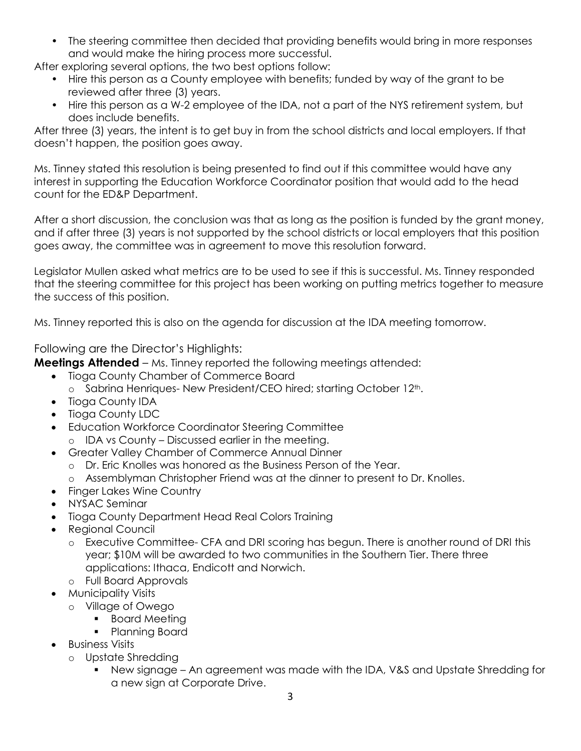- The steering committee then decided that providing benefits would bring in more responses and would make the hiring process more successful.

After exploring several options, the two best options follow:

- Hire this person as a County employee with benefits; funded by way of the grant to be reviewed after three (3) years.
- Hire this person as a W-2 employee of the IDA, not a part of the NYS retirement system, but does include benefits.

After three (3) years, the intent is to get buy in from the school districts and local employers. If that doesn't happen, the position goes away.

Ms. Tinney stated this resolution is being presented to find out if this committee would have any interest in supporting the Education Workforce Coordinator position that would add to the head count for the ED&P Department.

After a short discussion, the conclusion was that as long as the position is funded by the grant money, and if after three (3) years is not supported by the school districts or local employers that this position goes away, the committee was in agreement to move this resolution forward.

Legislator Mullen asked what metrics are to be used to see if this is successful. Ms. Tinney responded that the steering committee for this project has been working on putting metrics together to measure the success of this position.

Ms. Tinney reported this is also on the agenda for discussion at the IDA meeting tomorrow.

Following are the Director's Highlights:

**Meetings Attended** – Ms. Tinney reported the following meetings attended:

- Tioga County Chamber of Commerce Board
  - Sabrina Henriques- New President/CEO hired; starting October 12th.
- Tioga County IDA
- Tioga County LDC
- Education Workforce Coordinator Steering Committee
  - IDA vs County – Discussed earlier in the meeting.
- Greater Valley Chamber of Commerce Annual Dinner
  - Dr. Eric Knolles was honored as the Business Person of the Year.
  - Assemblyman Christopher Friend was at the dinner to present to Dr. Knolles.
- Finger Lakes Wine Country
- NYSAC Seminar
- Tioga County Department Head Real Colors Training
- Regional Council
  - Executive Committee- CFA and DRI scoring has begun. There is another round of DRI this year; $10M will be awarded to two communities in the Southern Tier. There three applications: Ithaca, Endicott and Norwich.
  - Full Board Approvals
- Municipality Visits
  - Village of Owego
    - Board Meeting
    - Planning Board
- Business Visits
  - Upstate Shredding
    - New signage – An agreement was made with the IDA, V&S and Upstate Shredding for a new sign at Corporate Drive.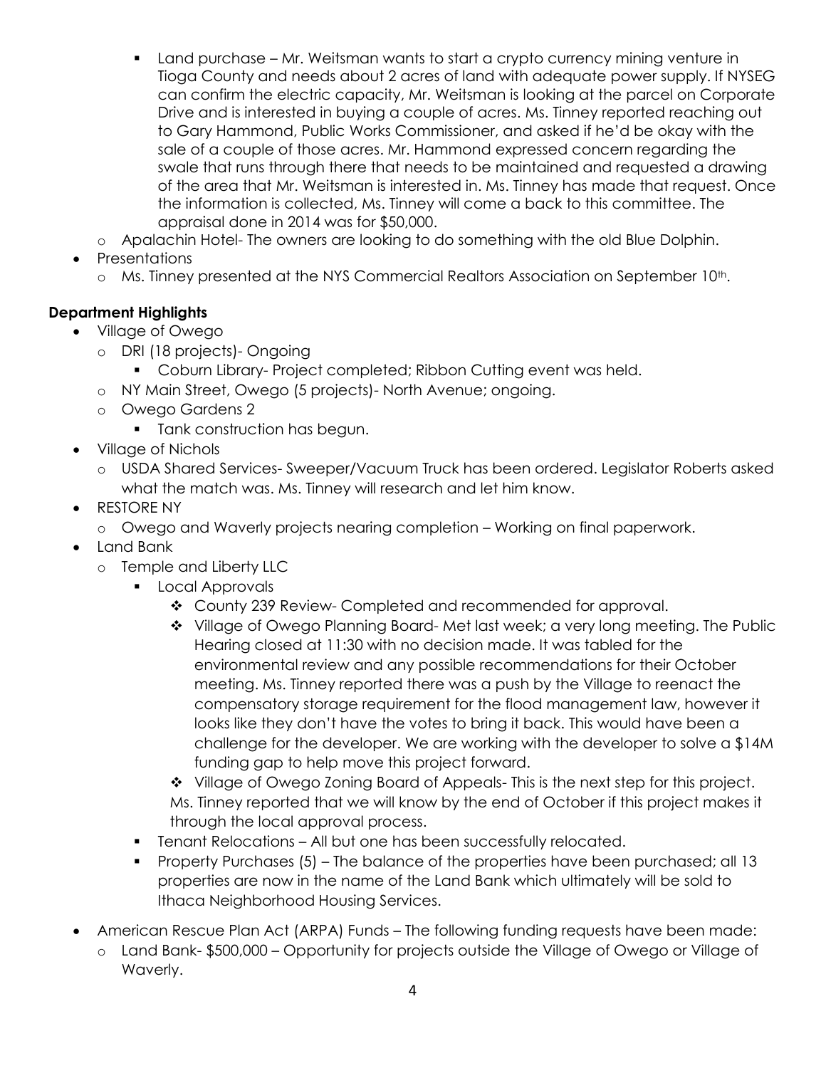- Land purchase – Mr. Weitsman wants to start a crypto currency mining venture in Tioga County and needs about 2 acres of land with adequate power supply. If NYSEG can confirm the electric capacity, Mr. Weitsman is looking at the parcel on Corporate Drive and is interested in buying a couple of acres. Ms. Tinney reported reaching out to Gary Hammond, Public Works Commissioner, and asked if he'd be okay with the sale of a couple of those acres. Mr. Hammond expressed concern regarding the swale that runs through there that needs to be maintained and requested a drawing of the area that Mr. Weitsman is interested in. Ms. Tinney has made that request. Once the information is collected, Ms. Tinney will come a back to this committee. The appraisal done in 2014 was for $50,000.
    - Apalachin Hotel- The owners are looking to do something with the old Blue Dolphin.
- Presentations
    - Ms. Tinney presented at the NYS Commercial Realtors Association on September 10th.

**Department Highlights**

- Village of Owego
    - DRI (18 projects)- Ongoing
        - Coburn Library- Project completed; Ribbon Cutting event was held.
    - NY Main Street, Owego (5 projects)- North Avenue; ongoing.
    - Owego Gardens 2
        - Tank construction has begun.
- Village of Nichols
    - USDA Shared Services- Sweeper/Vacuum Truck has been ordered. Legislator Roberts asked what the match was. Ms. Tinney will research and let him know.
- RESTORE NY
    - Owego and Waverly projects nearing completion – Working on final paperwork.
- Land Bank
    - Temple and Liberty LLC
        - Local Approvals
            - County 239 Review- Completed and recommended for approval.
            - Village of Owego Planning Board- Met last week; a very long meeting. The Public Hearing closed at 11:30 with no decision made. It was tabled for the environmental review and any possible recommendations for their October meeting. Ms. Tinney reported there was a push by the Village to reenact the compensatory storage requirement for the flood management law, however it looks like they don't have the votes to bring it back. This would have been a challenge for the developer. We are working with the developer to solve a $14M funding gap to help move this project forward.
            - Village of Owego Zoning Board of Appeals- This is the next step for this project. Ms. Tinney reported that we will know by the end of October if this project makes it through the local approval process.
        - Tenant Relocations – All but one has been successfully relocated.
        - Property Purchases (5) – The balance of the properties have been purchased; all 13 properties are now in the name of the Land Bank which ultimately will be sold to Ithaca Neighborhood Housing Services.
- American Rescue Plan Act (ARPA) Funds – The following funding requests have been made:
    - Land Bank- $500,000 – Opportunity for projects outside the Village of Owego or Village of Waverly.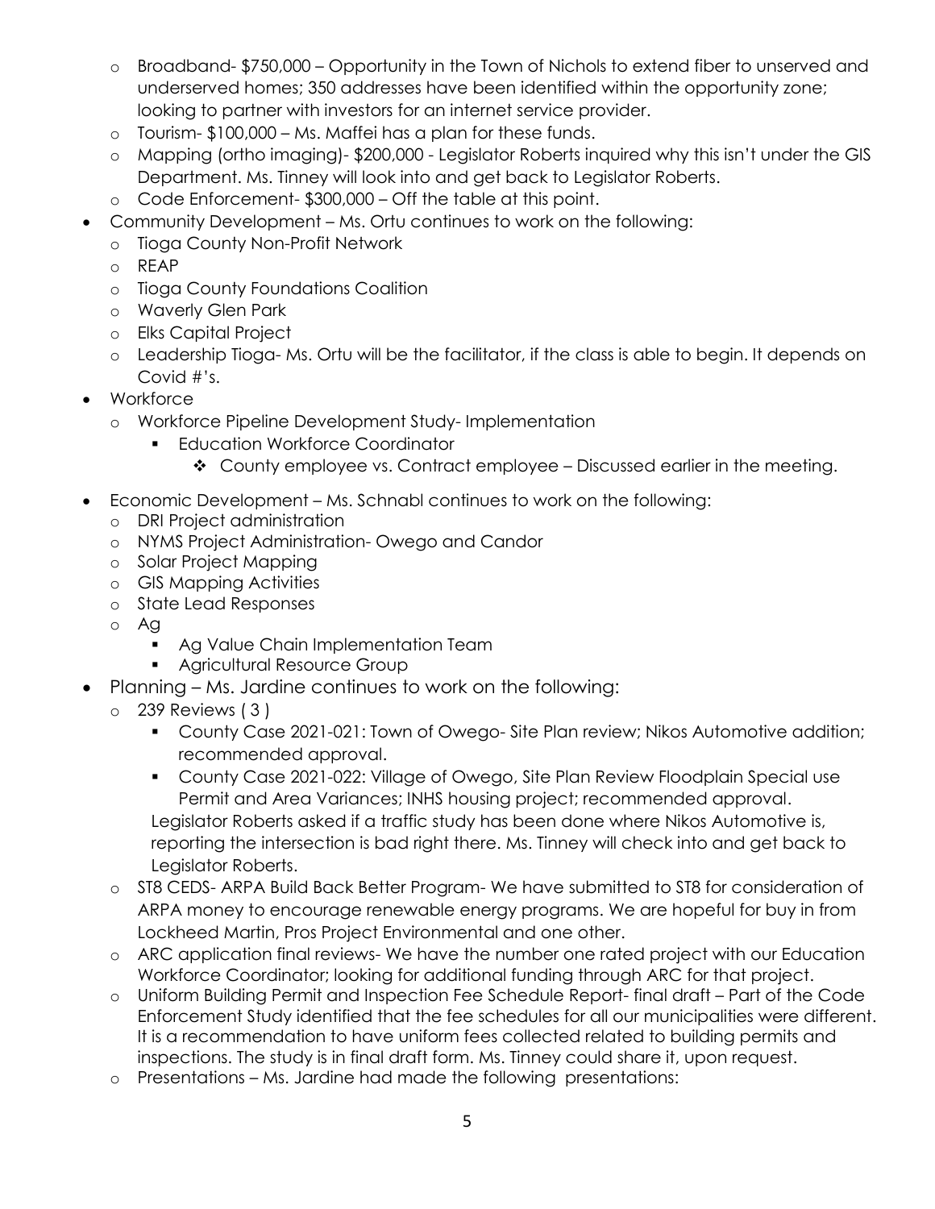- Broadband- $750,000 – Opportunity in the Town of Nichols to extend fiber to unserved and underserved homes; 350 addresses have been identified within the opportunity zone; looking to partner with investors for an internet service provider.
  - Tourism- $100,000 – Ms. Maffei has a plan for these funds.
  - Mapping (ortho imaging)- $200,000 - Legislator Roberts inquired why this isn't under the GIS Department. Ms. Tinney will look into and get back to Legislator Roberts.
  - Code Enforcement- $300,000 – Off the table at this point.
- Community Development – Ms. Ortu continues to work on the following:
  - Tioga County Non-Profit Network
  - REAP
  - Tioga County Foundations Coalition
  - Waverly Glen Park
  - Elks Capital Project
  - Leadership Tioga- Ms. Ortu will be the facilitator, if the class is able to begin. It depends on Covid #'s.
- Workforce
  - Workforce Pipeline Development Study- Implementation
    - Education Workforce Coordinator
      - County employee vs. Contract employee – Discussed earlier in the meeting.
- Economic Development – Ms. Schnabl continues to work on the following:
  - DRI Project administration
  - NYMS Project Administration- Owego and Candor
  - Solar Project Mapping
  - GIS Mapping Activities
  - State Lead Responses
  - Ag
    - Ag Value Chain Implementation Team
    - Agricultural Resource Group
- Planning – Ms. Jardine continues to work on the following:
  - 239 Reviews ( 3 )
    - County Case 2021-021: Town of Owego- Site Plan review; Nikos Automotive addition; recommended approval.
    - County Case 2021-022: Village of Owego, Site Plan Review Floodplain Special use Permit and Area Variances; INHS housing project; recommended approval.

    Legislator Roberts asked if a traffic study has been done where Nikos Automotive is, reporting the intersection is bad right there. Ms. Tinney will check into and get back to Legislator Roberts.
  - ST8 CEDS- ARPA Build Back Better Program- We have submitted to ST8 for consideration of ARPA money to encourage renewable energy programs. We are hopeful for buy in from Lockheed Martin, Pros Project Environmental and one other.
  - ARC application final reviews- We have the number one rated project with our Education Workforce Coordinator; looking for additional funding through ARC for that project.
  - Uniform Building Permit and Inspection Fee Schedule Report- final draft – Part of the Code Enforcement Study identified that the fee schedules for all our municipalities were different. It is a recommendation to have uniform fees collected related to building permits and inspections. The study is in final draft form. Ms. Tinney could share it, upon request.
  - Presentations – Ms. Jardine had made the following presentations: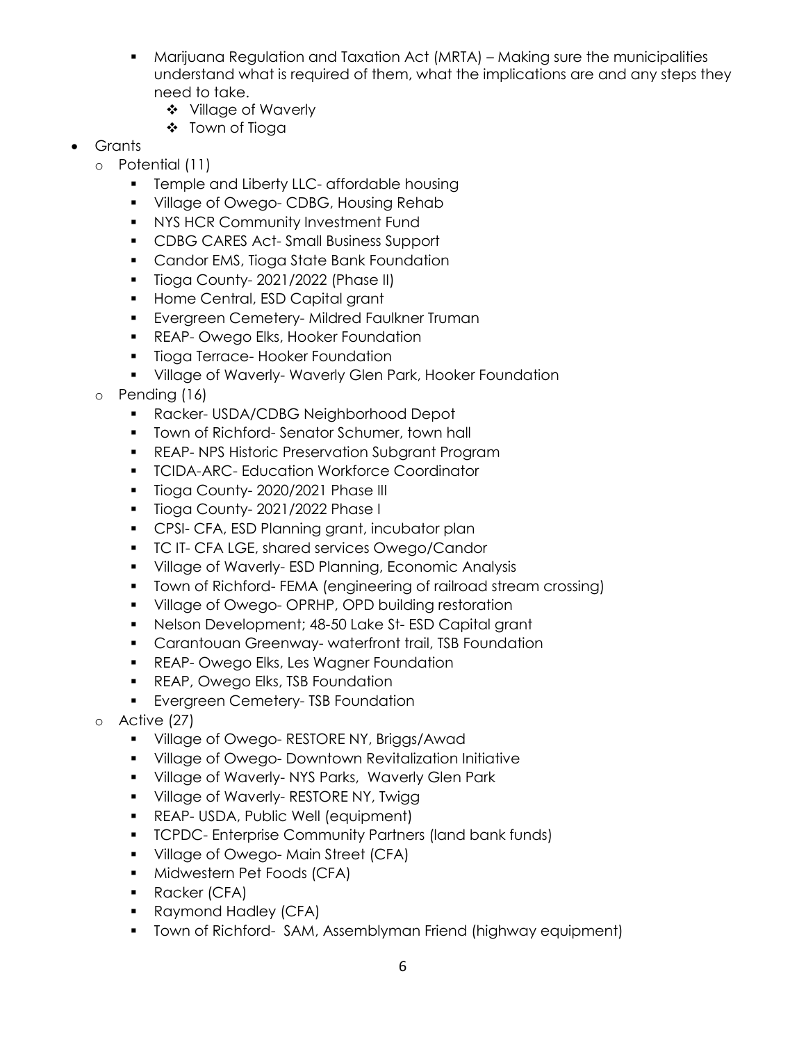- Marijuana Regulation and Taxation Act (MRTA) – Making sure the municipalities understand what is required of them, what the implications are and any steps they need to take.
            - Village of Waverly
            - Town of Tioga

- Grants
    - Potential (11)
        - Temple and Liberty LLC- affordable housing
        - Village of Owego- CDBG, Housing Rehab
        - NYS HCR Community Investment Fund
        - CDBG CARES Act- Small Business Support
        - Candor EMS, Tioga State Bank Foundation
        - Tioga County- 2021/2022 (Phase II)
        - Home Central, ESD Capital grant
        - Evergreen Cemetery- Mildred Faulkner Truman
        - REAP- Owego Elks, Hooker Foundation
        - Tioga Terrace- Hooker Foundation
        - Village of Waverly- Waverly Glen Park, Hooker Foundation
    - Pending (16)
        - Racker- USDA/CDBG Neighborhood Depot
        - Town of Richford- Senator Schumer, town hall
        - REAP- NPS Historic Preservation Subgrant Program
        - TCIDA-ARC- Education Workforce Coordinator
        - Tioga County- 2020/2021 Phase III
        - Tioga County- 2021/2022 Phase I
        - CPSI- CFA, ESD Planning grant, incubator plan
        - TC IT- CFA LGE, shared services Owego/Candor
        - Village of Waverly- ESD Planning, Economic Analysis
        - Town of Richford- FEMA (engineering of railroad stream crossing)
        - Village of Owego- OPRHP, OPD building restoration
        - Nelson Development; 48-50 Lake St- ESD Capital grant
        - Carantouan Greenway- waterfront trail, TSB Foundation
        - REAP- Owego Elks, Les Wagner Foundation
        - REAP, Owego Elks, TSB Foundation
        - Evergreen Cemetery- TSB Foundation
    - Active (27)
        - Village of Owego- RESTORE NY, Briggs/Awad
        - Village of Owego- Downtown Revitalization Initiative
        - Village of Waverly- NYS Parks, Waverly Glen Park
        - Village of Waverly- RESTORE NY, Twigg
        - REAP- USDA, Public Well (equipment)
        - TCPDC- Enterprise Community Partners (land bank funds)
        - Village of Owego- Main Street (CFA)
        - Midwestern Pet Foods (CFA)
        - Racker (CFA)
        - Raymond Hadley (CFA)
        - Town of Richford- SAM, Assemblyman Friend (highway equipment)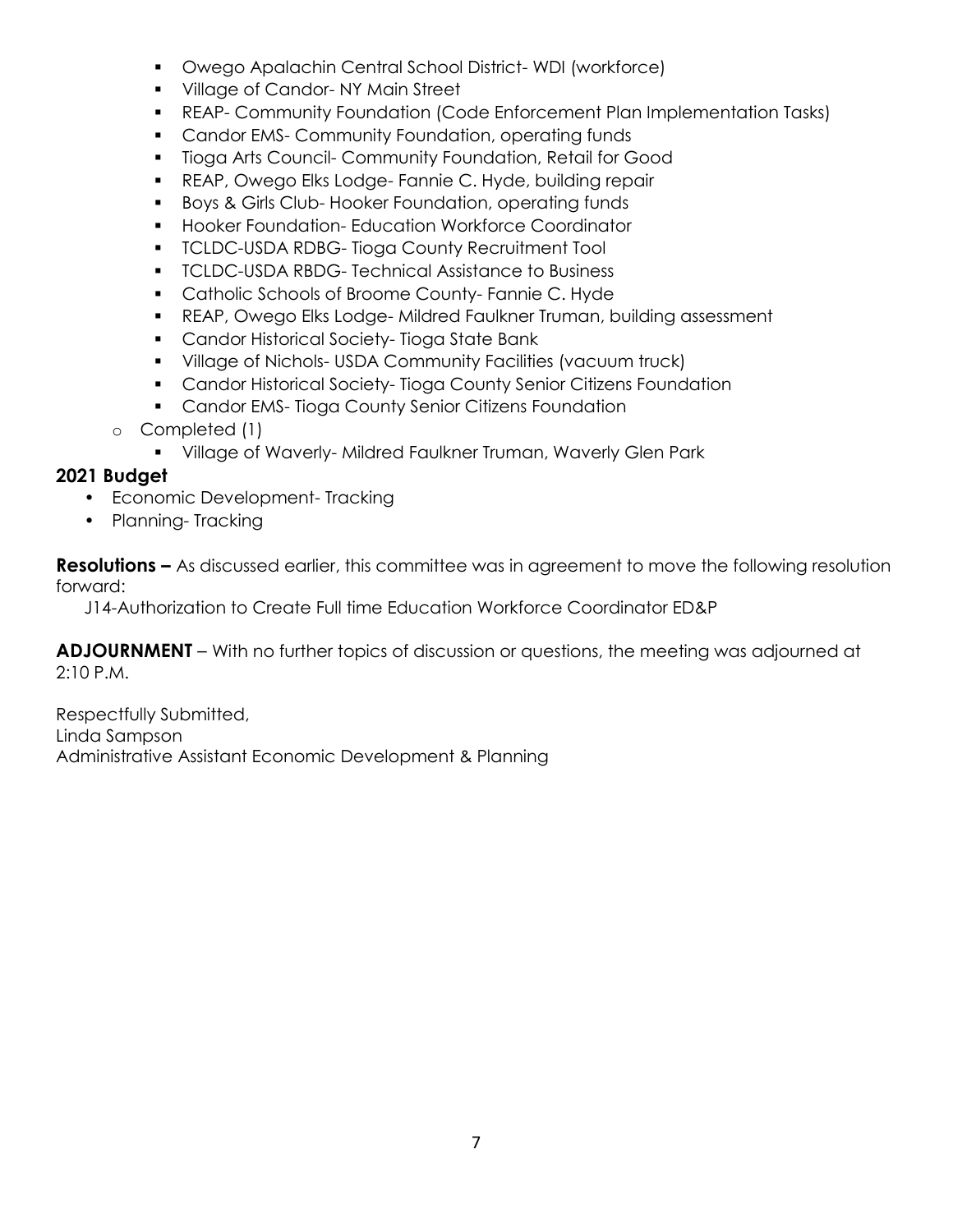- Owego Apalachin Central School District- WDI (workforce)
- Village of Candor- NY Main Street
- REAP- Community Foundation (Code Enforcement Plan Implementation Tasks)
- Candor EMS- Community Foundation, operating funds
- Tioga Arts Council- Community Foundation, Retail for Good
- REAP, Owego Elks Lodge- Fannie C. Hyde, building repair
- Boys & Girls Club- Hooker Foundation, operating funds
- Hooker Foundation- Education Workforce Coordinator
- TCLDC-USDA RDBG- Tioga County Recruitment Tool
- TCLDC-USDA RBDG- Technical Assistance to Business
- Catholic Schools of Broome County- Fannie C. Hyde
- REAP, Owego Elks Lodge- Mildred Faulkner Truman, building assessment
- Candor Historical Society- Tioga State Bank
- Village of Nichols- USDA Community Facilities (vacuum truck)
- Candor Historical Society- Tioga County Senior Citizens Foundation
- Candor EMS- Tioga County Senior Citizens Foundation

- Completed (1)
  - Village of Waverly- Mildred Faulkner Truman, Waverly Glen Park

**2021 Budget**

- Economic Development- Tracking
- Planning- Tracking

**Resolutions –** As discussed earlier, this committee was in agreement to move the following resolution forward:

J14-Authorization to Create Full time Education Workforce Coordinator ED&P

**ADJOURNMENT** – With no further topics of discussion or questions, the meeting was adjourned at 2:10 P.M.

Respectfully Submitted,
Linda Sampson
Administrative Assistant Economic Development & Planning